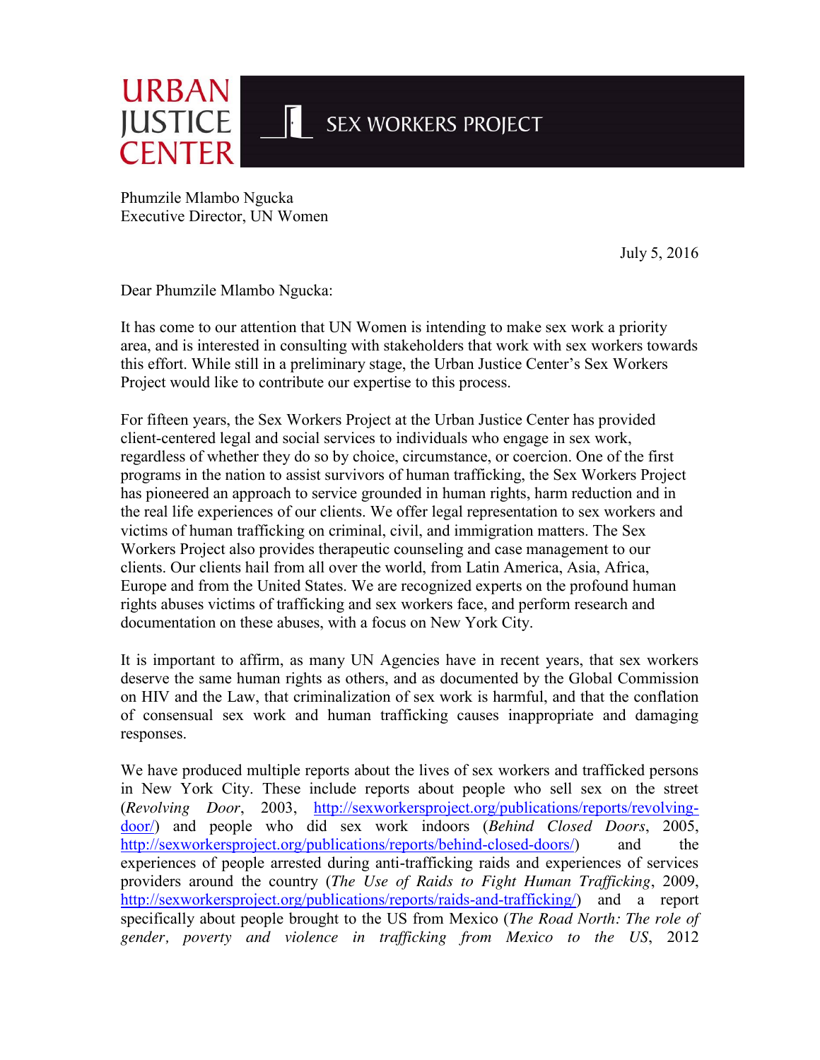URBAN JUSTICE CENTER

SEX WORKERS PROJECT

Phumzile Mlambo Ngucka
Executive Director, UN Women

July 5, 2016

Dear Phumzile Mlambo Ngucka:

It has come to our attention that UN Women is intending to make sex work a priority area, and is interested in consulting with stakeholders that work with sex workers towards this effort. While still in a preliminary stage, the Urban Justice Center's Sex Workers Project would like to contribute our expertise to this process.

For fifteen years, the Sex Workers Project at the Urban Justice Center has provided client-centered legal and social services to individuals who engage in sex work, regardless of whether they do so by choice, circumstance, or coercion. One of the first programs in the nation to assist survivors of human trafficking, the Sex Workers Project has pioneered an approach to service grounded in human rights, harm reduction and in the real life experiences of our clients. We offer legal representation to sex workers and victims of human trafficking on criminal, civil, and immigration matters. The Sex Workers Project also provides therapeutic counseling and case management to our clients. Our clients hail from all over the world, from Latin America, Asia, Africa, Europe and from the United States. We are recognized experts on the profound human rights abuses victims of trafficking and sex workers face, and perform research and documentation on these abuses, with a focus on New York City.

It is important to affirm, as many UN Agencies have in recent years, that sex workers deserve the same human rights as others, and as documented by the Global Commission on HIV and the Law, that criminalization of sex work is harmful, and that the conflation of consensual sex work and human trafficking causes inappropriate and damaging responses.

We have produced multiple reports about the lives of sex workers and trafficked persons in New York City. These include reports about people who sell sex on the street (*Revolving Door*, 2003, [http://sexworkersproject.org/publications/reports/revolving-door/](http://sexworkersproject.org/publications/reports/revolving-door/)) and people who did sex work indoors (*Behind Closed Doors*, 2005, [http://sexworkersproject.org/publications/reports/behind-closed-doors/](http://sexworkersproject.org/publications/reports/behind-closed-doors/)) and the experiences of people arrested during anti-trafficking raids and experiences of services providers around the country (*The Use of Raids to Fight Human Trafficking*, 2009, [http://sexworkersproject.org/publications/reports/raids-and-trafficking/](http://sexworkersproject.org/publications/reports/raids-and-trafficking/)) and a report specifically about people brought to the US from Mexico (*The Road North: The role of gender, poverty and violence in trafficking from Mexico to the US*, 2012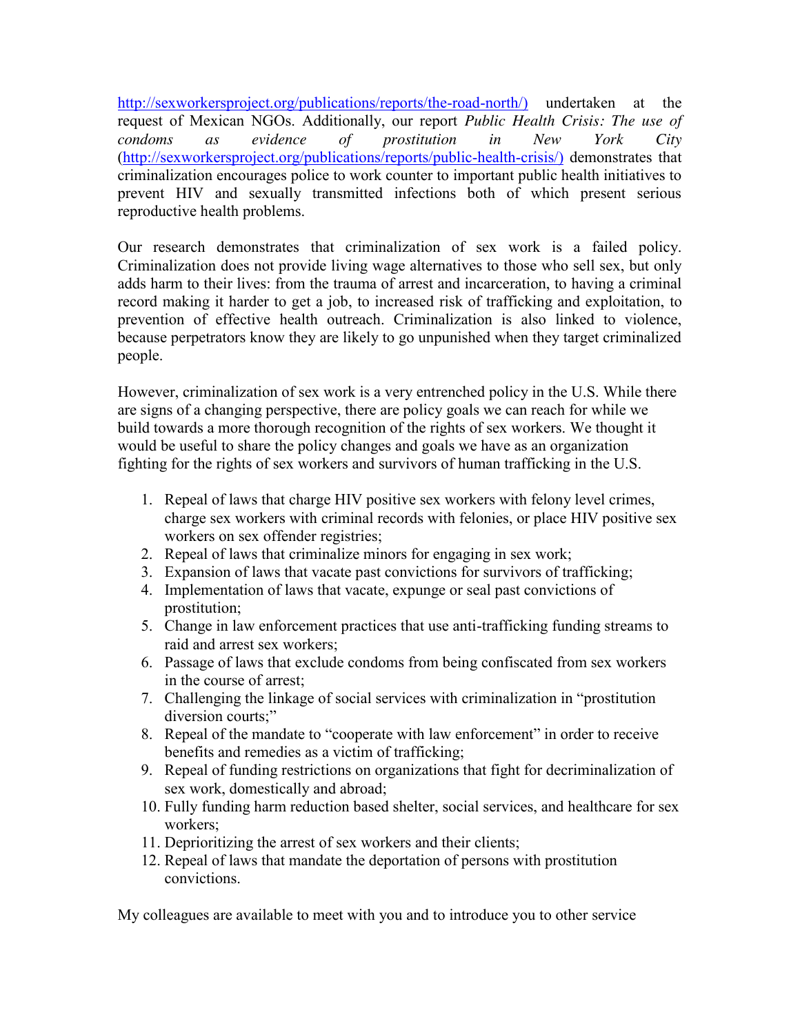http://sexworkersproject.org/publications/reports/the-road-north/) undertaken at the request of Mexican NGOs. Additionally, our report *Public Health Crisis: The use of condoms as evidence of prostitution in New York City* (http://sexworkersproject.org/publications/reports/public-health-crisis/) demonstrates that criminalization encourages police to work counter to important public health initiatives to prevent HIV and sexually transmitted infections both of which present serious reproductive health problems.

Our research demonstrates that criminalization of sex work is a failed policy. Criminalization does not provide living wage alternatives to those who sell sex, but only adds harm to their lives: from the trauma of arrest and incarceration, to having a criminal record making it harder to get a job, to increased risk of trafficking and exploitation, to prevention of effective health outreach. Criminalization is also linked to violence, because perpetrators know they are likely to go unpunished when they target criminalized people.

However, criminalization of sex work is a very entrenched policy in the U.S. While there are signs of a changing perspective, there are policy goals we can reach for while we build towards a more thorough recognition of the rights of sex workers. We thought it would be useful to share the policy changes and goals we have as an organization fighting for the rights of sex workers and survivors of human trafficking in the U.S.

1. Repeal of laws that charge HIV positive sex workers with felony level crimes, charge sex workers with criminal records with felonies, or place HIV positive sex workers on sex offender registries;
2. Repeal of laws that criminalize minors for engaging in sex work;
3. Expansion of laws that vacate past convictions for survivors of trafficking;
4. Implementation of laws that vacate, expunge or seal past convictions of prostitution;
5. Change in law enforcement practices that use anti-trafficking funding streams to raid and arrest sex workers;
6. Passage of laws that exclude condoms from being confiscated from sex workers in the course of arrest;
7. Challenging the linkage of social services with criminalization in "prostitution diversion courts;"
8. Repeal of the mandate to "cooperate with law enforcement" in order to receive benefits and remedies as a victim of trafficking;
9. Repeal of funding restrictions on organizations that fight for decriminalization of sex work, domestically and abroad;
10. Fully funding harm reduction based shelter, social services, and healthcare for sex workers;
11. Deprioritizing the arrest of sex workers and their clients;
12. Repeal of laws that mandate the deportation of persons with prostitution convictions.

My colleagues are available to meet with you and to introduce you to other service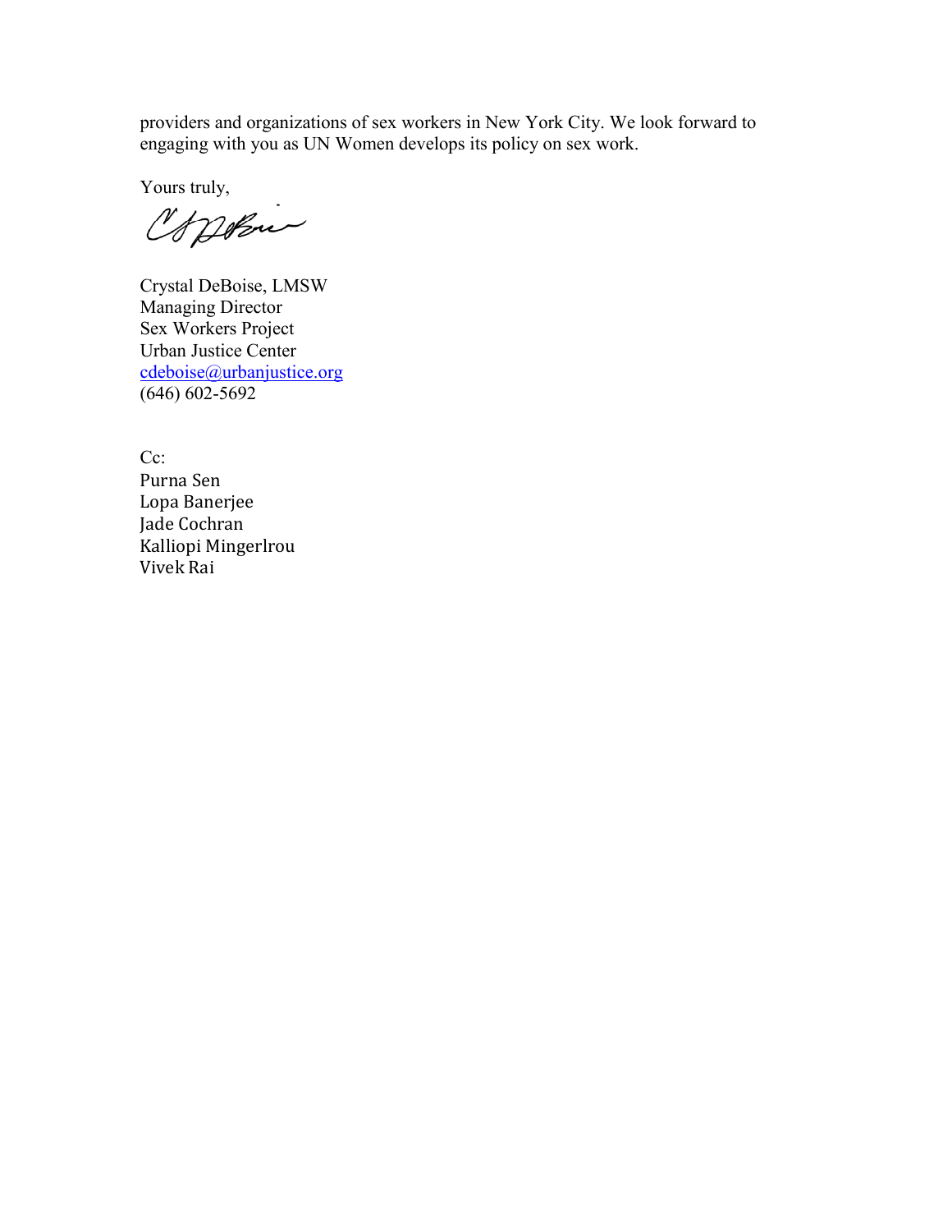providers and organizations of sex workers in New York City. We look forward to engaging with you as UN Women develops its policy on sex work.

Yours truly,

Crystal DeBoise, LMSW  
Managing Director  
Sex Workers Project  
Urban Justice Center  
cdeboise@urbanjustice.org  
(646) 602-5692

Cc:  
Purna Sen  
Lopa Banerjee  
Jade Cochran  
Kalliopi Mingerlrou  
Vivek Rai